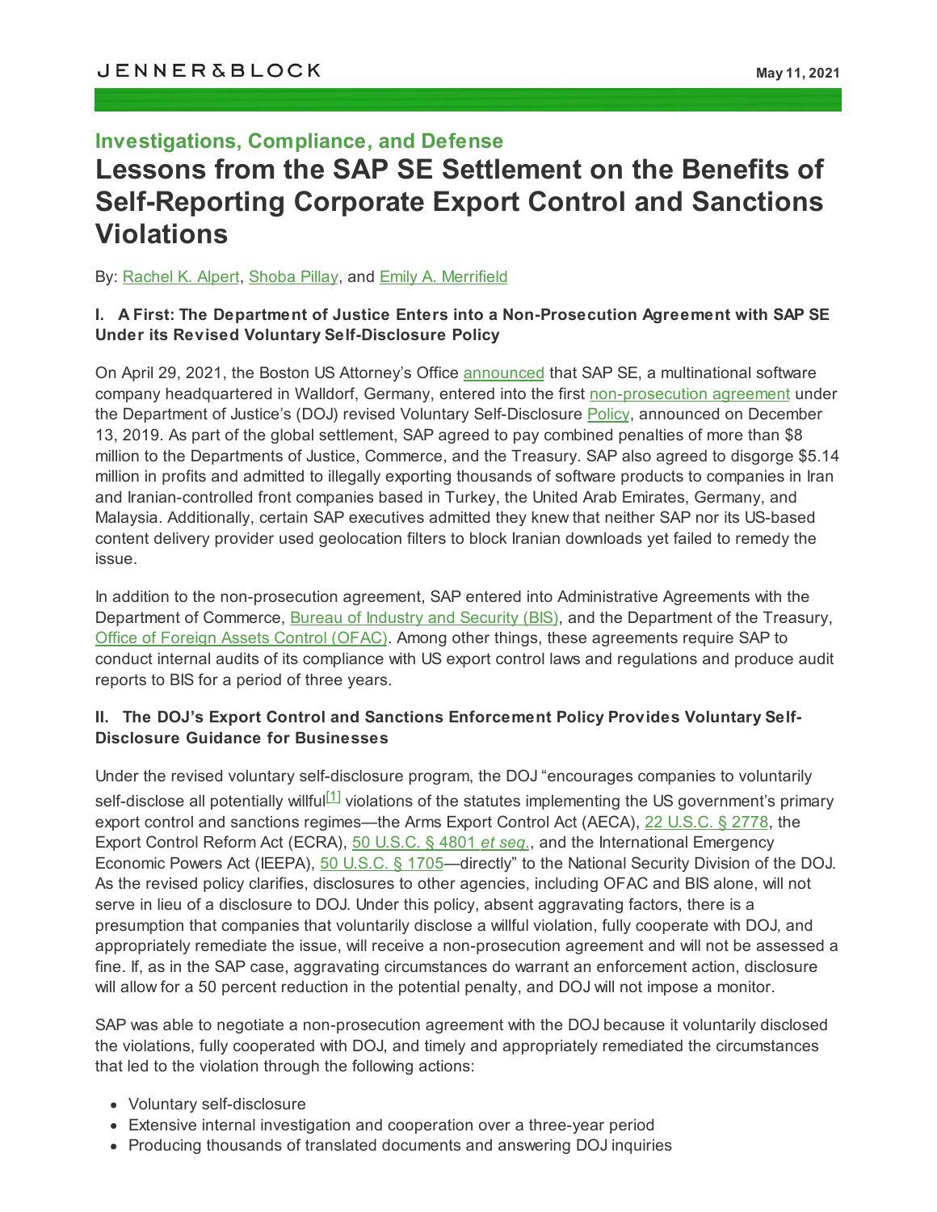JENNER&BLOCK

May 11, 2021

## Investigations, Compliance, and Defense

# Lessons from the SAP SE Settlement on the Benefits of Self-Reporting Corporate Export Control and Sanctions Violations

By: Rachel K. Alpert, Shoba Pillay, and Emily A. Merrifield

### I. A First: The Department of Justice Enters into a Non-Prosecution Agreement with SAP SE Under its Revised Voluntary Self-Disclosure Policy

On April 29, 2021, the Boston US Attorney's Office announced that SAP SE, a multinational software company headquartered in Walldorf, Germany, entered into the first non-prosecution agreement under the Department of Justice's (DOJ) revised Voluntary Self-Disclosure Policy, announced on December 13, 2019. As part of the global settlement, SAP agreed to pay combined penalties of more than $8 million to the Departments of Justice, Commerce, and the Treasury. SAP also agreed to disgorge $5.14 million in profits and admitted to illegally exporting thousands of software products to companies in Iran and Iranian-controlled front companies based in Turkey, the United Arab Emirates, Germany, and Malaysia. Additionally, certain SAP executives admitted they knew that neither SAP nor its US-based content delivery provider used geolocation filters to block Iranian downloads yet failed to remedy the issue.

In addition to the non-prosecution agreement, SAP entered into Administrative Agreements with the Department of Commerce, Bureau of Industry and Security (BIS), and the Department of the Treasury, Office of Foreign Assets Control (OFAC). Among other things, these agreements require SAP to conduct internal audits of its compliance with US export control laws and regulations and produce audit reports to BIS for a period of three years.

### II. The DOJ's Export Control and Sanctions Enforcement Policy Provides Voluntary Self-Disclosure Guidance for Businesses

Under the revised voluntary self-disclosure program, the DOJ "encourages companies to voluntarily self-disclose all potentially willful[1] violations of the statutes implementing the US government's primary export control and sanctions regimes—the Arms Export Control Act (AECA), 22 U.S.C. § 2778, the Export Control Reform Act (ECRA), 50 U.S.C. § 4801 *et seq.*, and the International Emergency Economic Powers Act (IEEPA), 50 U.S.C. § 1705—directly" to the National Security Division of the DOJ. As the revised policy clarifies, disclosures to other agencies, including OFAC and BIS alone, will not serve in lieu of a disclosure to DOJ. Under this policy, absent aggravating factors, there is a presumption that companies that voluntarily disclose a willful violation, fully cooperate with DOJ, and appropriately remediate the issue, will receive a non-prosecution agreement and will not be assessed a fine. If, as in the SAP case, aggravating circumstances do warrant an enforcement action, disclosure will allow for a 50 percent reduction in the potential penalty, and DOJ will not impose a monitor.

SAP was able to negotiate a non-prosecution agreement with the DOJ because it voluntarily disclosed the violations, fully cooperated with DOJ, and timely and appropriately remediated the circumstances that led to the violation through the following actions:

- Voluntary self-disclosure
- Extensive internal investigation and cooperation over a three-year period
- Producing thousands of translated documents and answering DOJ inquiries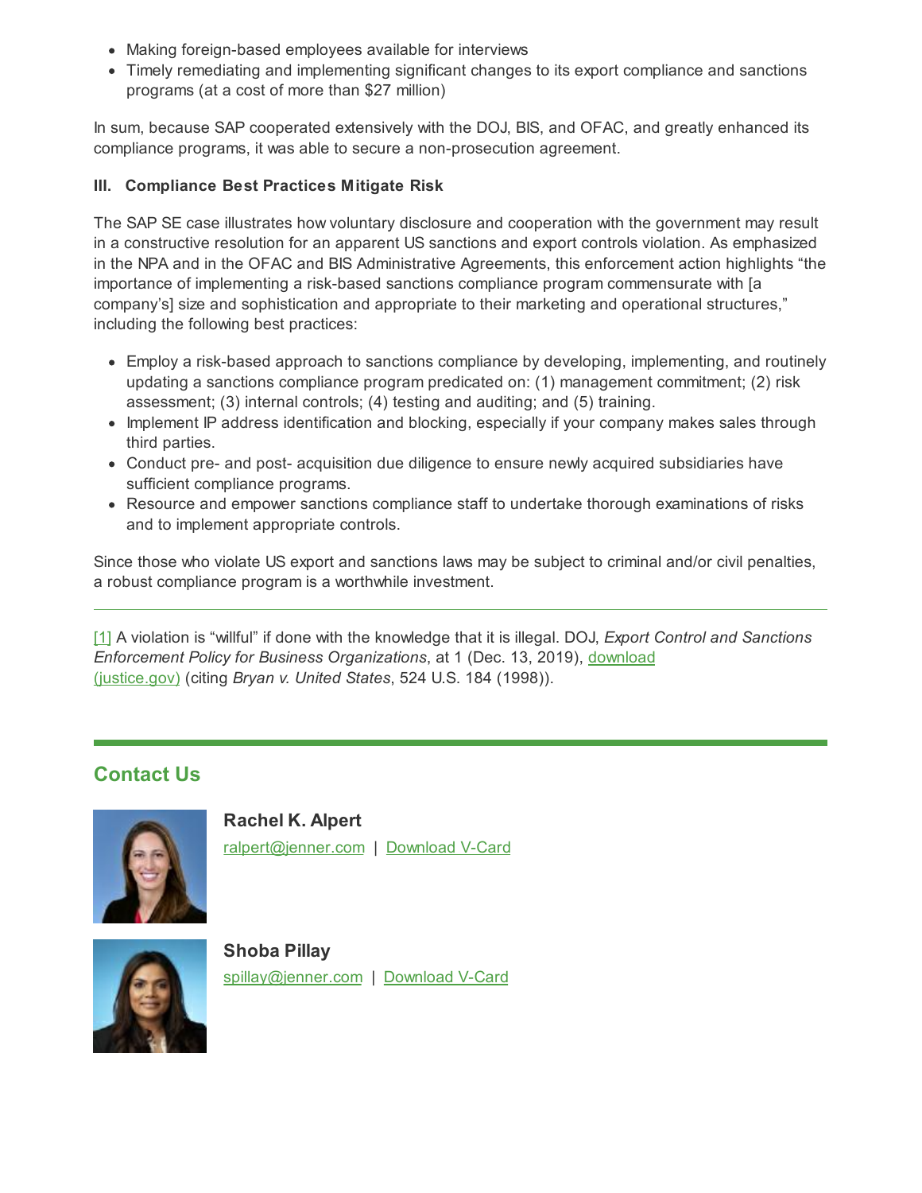- Making foreign-based employees available for interviews
- Timely remediating and implementing significant changes to its export compliance and sanctions programs (at a cost of more than $27 million)

In sum, because SAP cooperated extensively with the DOJ, BIS, and OFAC, and greatly enhanced its compliance programs, it was able to secure a non-prosecution agreement.

**III. Compliance Best Practices Mitigate Risk**

The SAP SE case illustrates how voluntary disclosure and cooperation with the government may result in a constructive resolution for an apparent US sanctions and export controls violation. As emphasized in the NPA and in the OFAC and BIS Administrative Agreements, this enforcement action highlights "the importance of implementing a risk-based sanctions compliance program commensurate with [a company's] size and sophistication and appropriate to their marketing and operational structures," including the following best practices:

- Employ a risk-based approach to sanctions compliance by developing, implementing, and routinely updating a sanctions compliance program predicated on: (1) management commitment; (2) risk assessment; (3) internal controls; (4) testing and auditing; and (5) training.
- Implement IP address identification and blocking, especially if your company makes sales through third parties.
- Conduct pre- and post- acquisition due diligence to ensure newly acquired subsidiaries have sufficient compliance programs.
- Resource and empower sanctions compliance staff to undertake thorough examinations of risks and to implement appropriate controls.

Since those who violate US export and sanctions laws may be subject to criminal and/or civil penalties, a robust compliance program is a worthwhile investment.

---

[1] A violation is "willful" if done with the knowledge that it is illegal. DOJ, *Export Control and Sanctions Enforcement Policy for Business Organizations*, at 1 (Dec. 13, 2019), download (justice.gov) (citing *Bryan v. United States*, 524 U.S. 184 (1998)).

## Contact Us

**Rachel K. Alpert**
ralpert@jenner.com | Download V-Card

**Shoba Pillay**
spillay@jenner.com | Download V-Card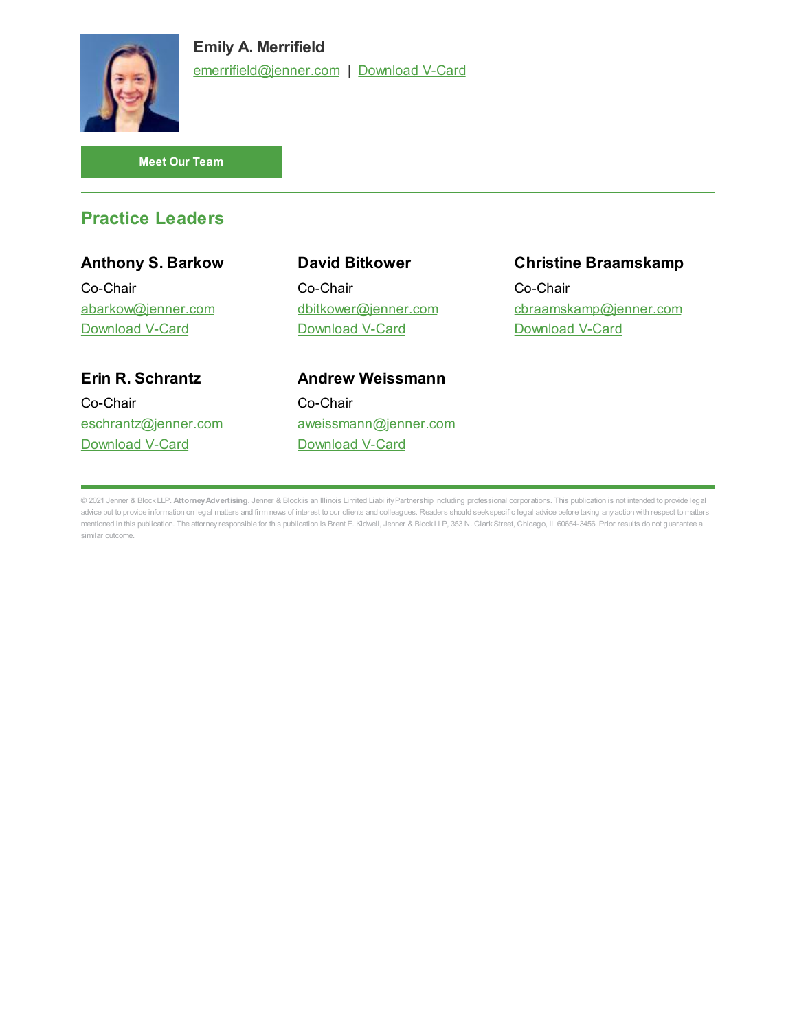**Emily A. Merrifield**

emerrifield@jenner.com | Download V-Card

**Meet Our Team**

---

## Practice Leaders

**Anthony S. Barkow**
Co-Chair
abarkow@jenner.com
Download V-Card

**David Bitkower**
Co-Chair
dbitkower@jenner.com
Download V-Card

**Christine Braamskamp**
Co-Chair
cbraamskamp@jenner.com
Download V-Card

**Erin R. Schrantz**
Co-Chair
eschrantz@jenner.com
Download V-Card

**Andrew Weissmann**
Co-Chair
aweissmann@jenner.com
Download V-Card

---

© 2021 Jenner & Block LLP. **Attorney Advertising.** Jenner & Block is an Illinois Limited Liability Partnership including professional corporations. This publication is not intended to provide legal advice but to provide information on legal matters and firm news of interest to our clients and colleagues. Readers should seek specific legal advice before taking any action with respect to matters mentioned in this publication. The attorney responsible for this publication is Brent E. Kidwell, Jenner & Block LLP, 353 N. Clark Street, Chicago, IL 60654-3456. Prior results do not guarantee a similar outcome.